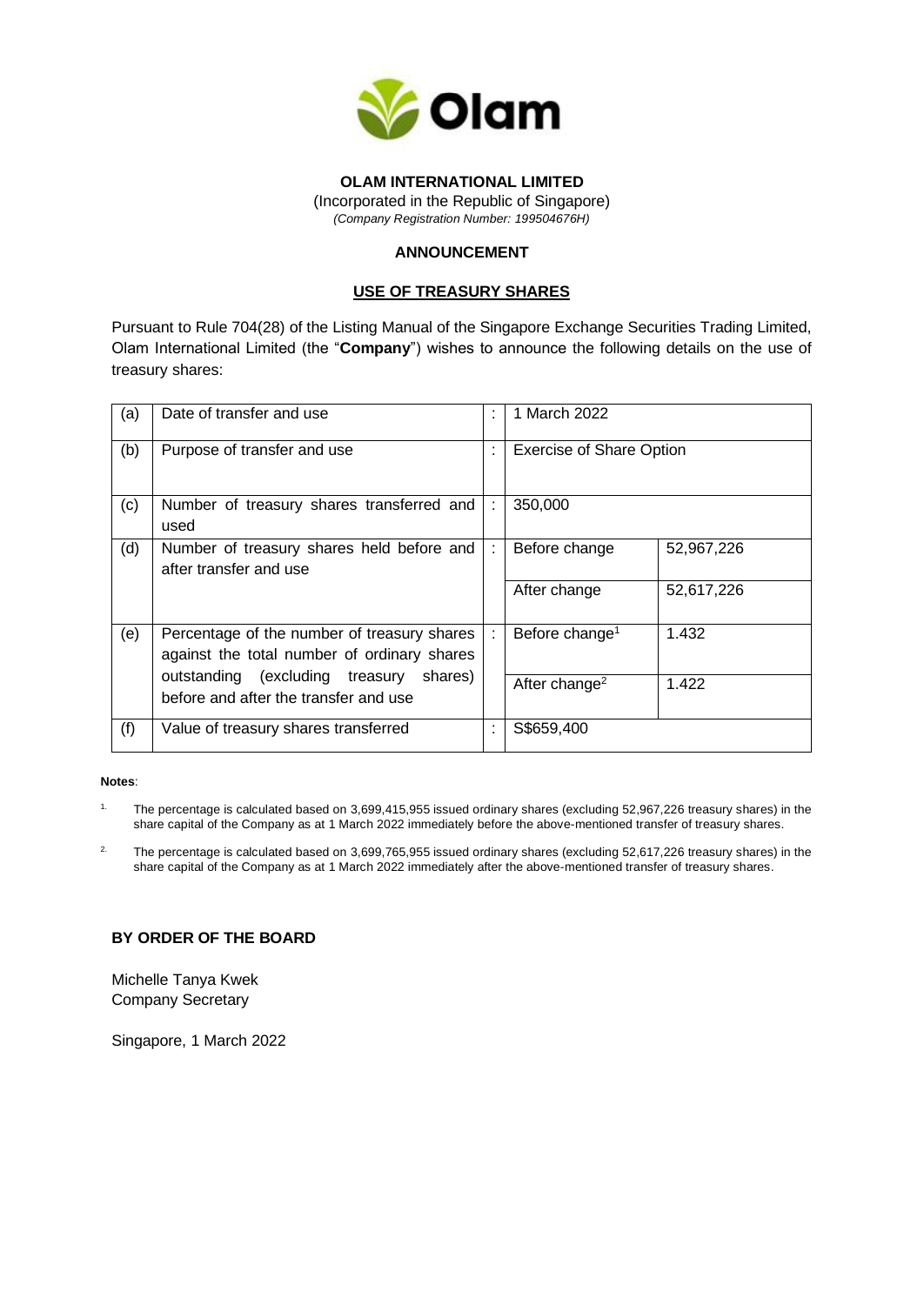# OLAM INTERNATIONAL LIMITED

(Incorporated in the Republic of Singapore)
*(Company Registration Number: 199504676H)*

## ANNOUNCEMENT

## USE OF TREASURY SHARES

Pursuant to Rule 704(28) of the Listing Manual of the Singapore Exchange Securities Trading Limited, Olam International Limited (the "**Company**") wishes to announce the following details on the use of treasury shares:

| | | | | |
|---|---|---|---|---|
| (a) | Date of transfer and use | : | 1 March 2022 | |
| (b) | Purpose of transfer and use | : | Exercise of Share Option | |
| (c) | Number of treasury shares transferred and used | : | 350,000 | |
| (d) | Number of treasury shares held before and after transfer and use | : | Before change | 52,967,226 |
| | | | After change | 52,617,226 |
| (e) | Percentage of the number of treasury shares against the total number of ordinary shares outstanding (excluding treasury shares) before and after the transfer and use | : | Before change[1] | 1.432 |
| | | | After change[2] | 1.422 |
| (f) | Value of treasury shares transferred | : | S$659,400 | |

**Notes**:

1. The percentage is calculated based on 3,699,415,955 issued ordinary shares (excluding 52,967,226 treasury shares) in the share capital of the Company as at 1 March 2022 immediately before the above-mentioned transfer of treasury shares.

2. The percentage is calculated based on 3,699,765,955 issued ordinary shares (excluding 52,617,226 treasury shares) in the share capital of the Company as at 1 March 2022 immediately after the above-mentioned transfer of treasury shares.

**BY ORDER OF THE BOARD**

Michelle Tanya Kwek
Company Secretary

Singapore, 1 March 2022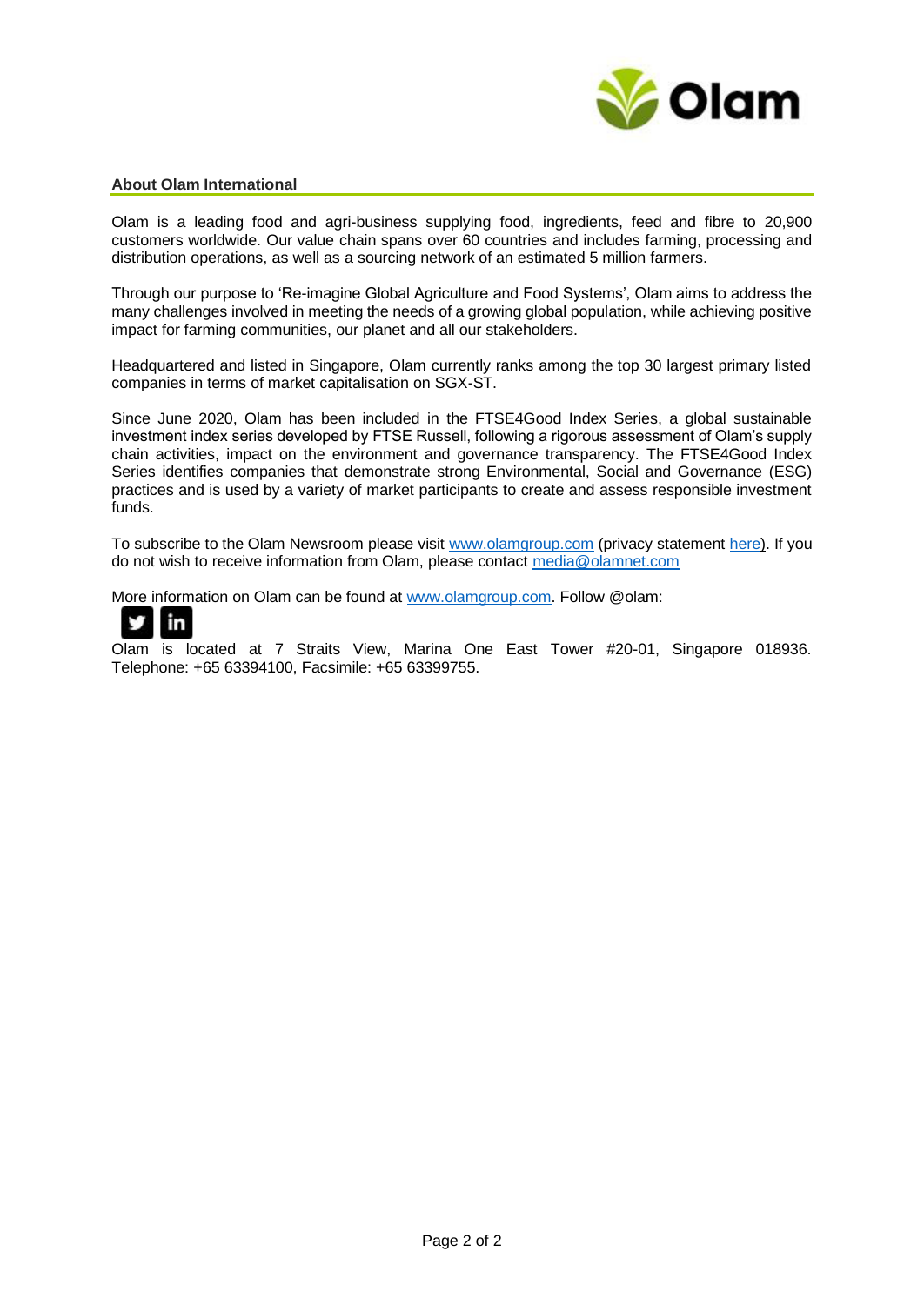**About Olam International**

Olam is a leading food and agri-business supplying food, ingredients, feed and fibre to 20,900 customers worldwide. Our value chain spans over 60 countries and includes farming, processing and distribution operations, as well as a sourcing network of an estimated 5 million farmers.

Through our purpose to 'Re-imagine Global Agriculture and Food Systems', Olam aims to address the many challenges involved in meeting the needs of a growing global population, while achieving positive impact for farming communities, our planet and all our stakeholders.

Headquartered and listed in Singapore, Olam currently ranks among the top 30 largest primary listed companies in terms of market capitalisation on SGX-ST.

Since June 2020, Olam has been included in the FTSE4Good Index Series, a global sustainable investment index series developed by FTSE Russell, following a rigorous assessment of Olam's supply chain activities, impact on the environment and governance transparency. The FTSE4Good Index Series identifies companies that demonstrate strong Environmental, Social and Governance (ESG) practices and is used by a variety of market participants to create and assess responsible investment funds.

To subscribe to the Olam Newsroom please visit www.olamgroup.com (privacy statement here). If you do not wish to receive information from Olam, please contact media@olamnet.com

More information on Olam can be found at www.olamgroup.com. Follow @olam:

Olam is located at 7 Straits View, Marina One East Tower #20-01, Singapore 018936. Telephone: +65 63394100, Facsimile: +65 63399755.